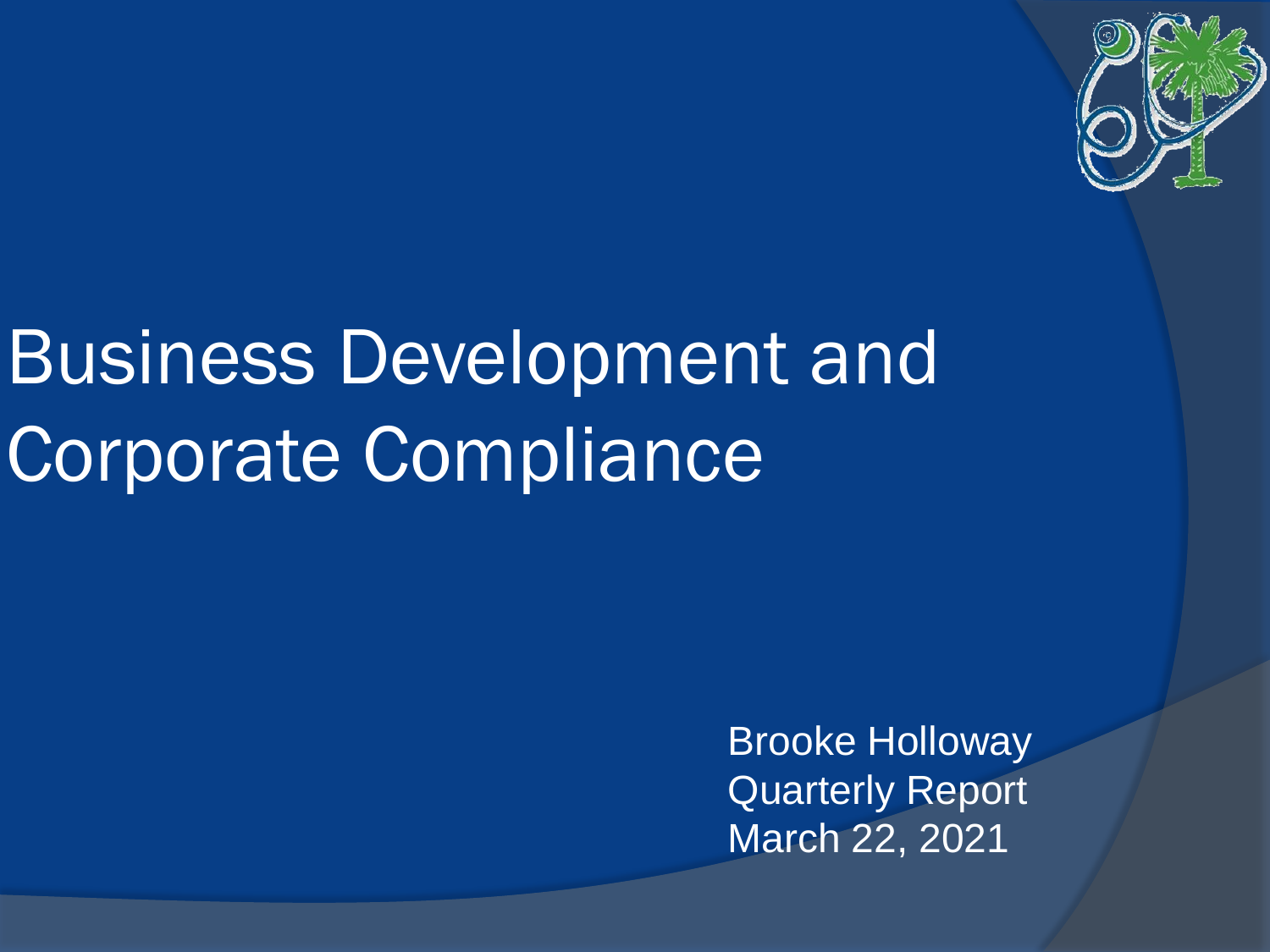# Business Development and Corporate Compliance

Brooke Holloway
Quarterly Report
March 22, 2021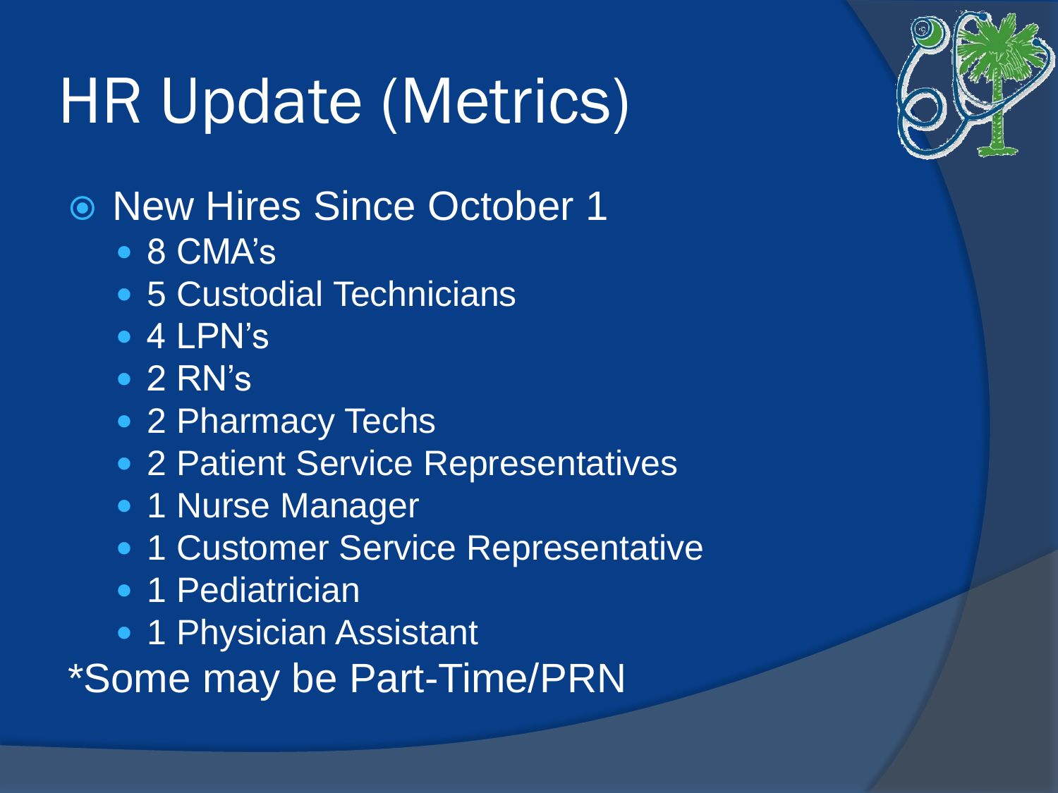# HR Update (Metrics)

- New Hires Since October 1
  - 8 CMA's
  - 5 Custodial Technicians
  - 4 LPN's
  - 2 RN's
  - 2 Pharmacy Techs
  - 2 Patient Service Representatives
  - 1 Nurse Manager
  - 1 Customer Service Representative
  - 1 Pediatrician
  - 1 Physician Assistant

*Some may be Part-Time/PRN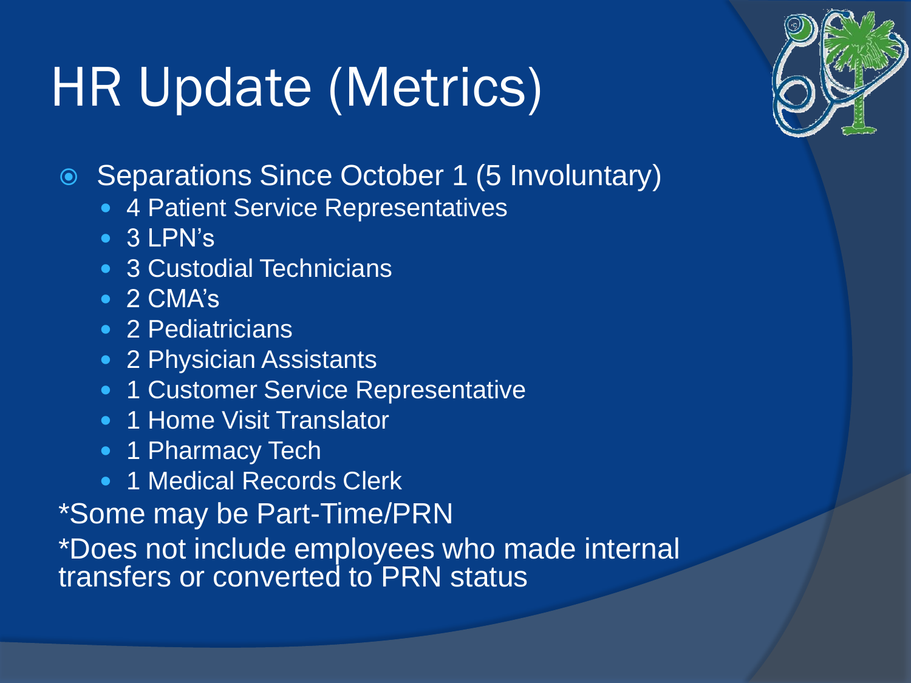# HR Update (Metrics)

- Separations Since October 1 (5 Involuntary)
  - 4 Patient Service Representatives
  - 3 LPN's
  - 3 Custodial Technicians
  - 2 CMA's
  - 2 Pediatricians
  - 2 Physician Assistants
  - 1 Customer Service Representative
  - 1 Home Visit Translator
  - 1 Pharmacy Tech
  - 1 Medical Records Clerk

*Some may be Part-Time/PRN

*Does not include employees who made internal transfers or converted to PRN status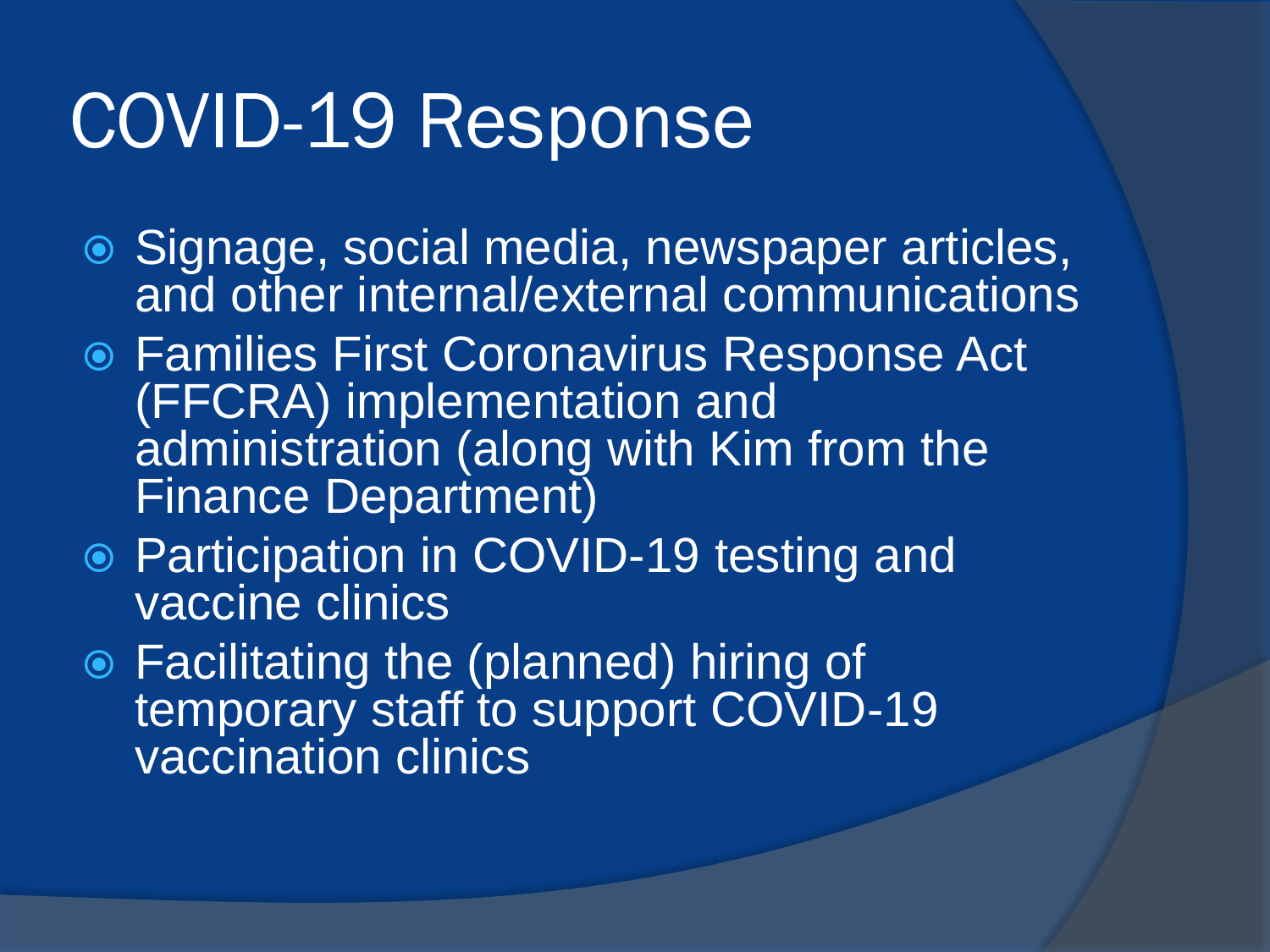# COVID-19 Response

- Signage, social media, newspaper articles, and other internal/external communications
- Families First Coronavirus Response Act (FFCRA) implementation and administration (along with Kim from the Finance Department)
- Participation in COVID-19 testing and vaccine clinics
- Facilitating the (planned) hiring of temporary staff to support COVID-19 vaccination clinics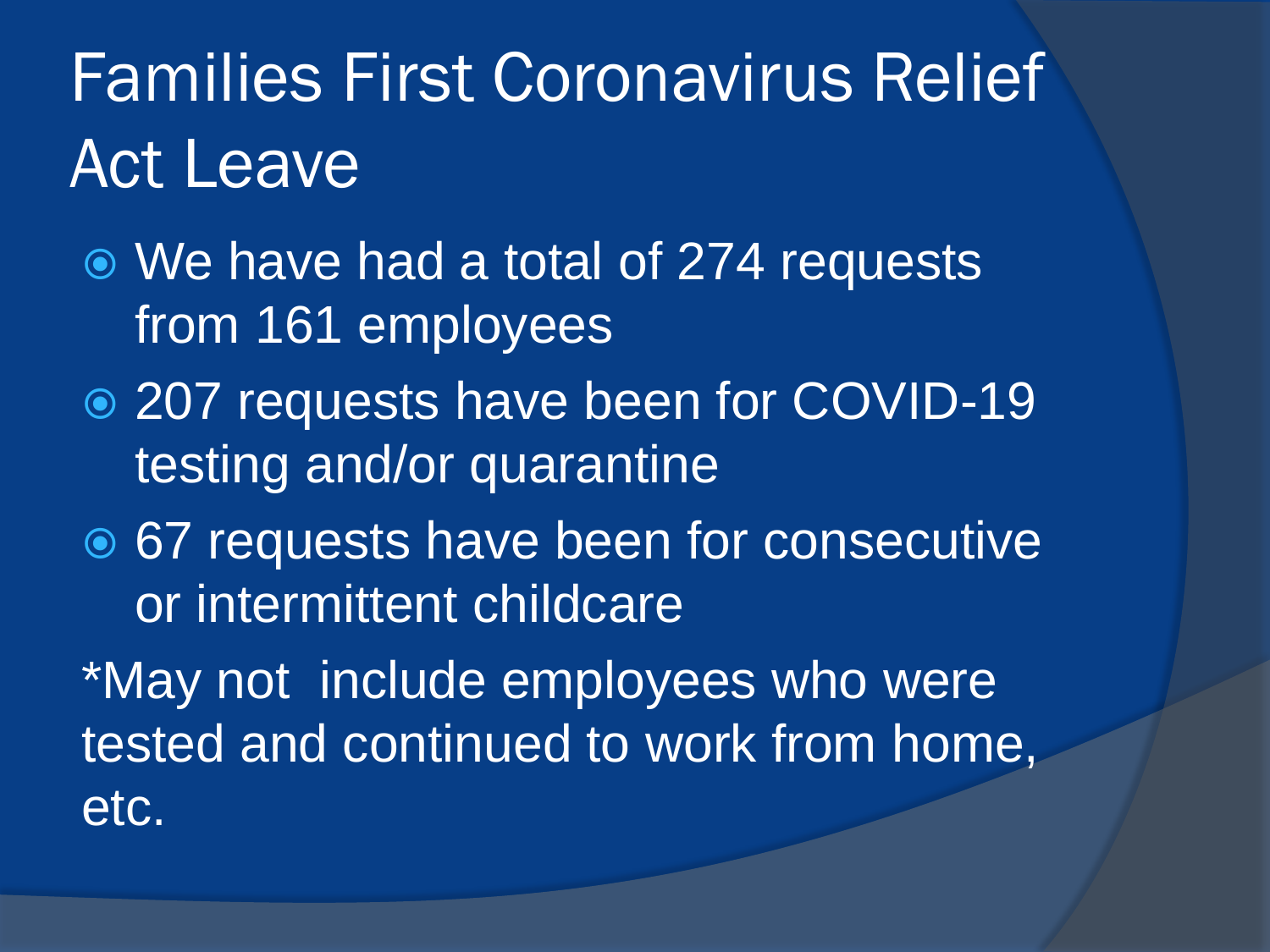# Families First Coronavirus Relief Act Leave

- We have had a total of 274 requests from 161 employees
- 207 requests have been for COVID-19 testing and/or quarantine
- 67 requests have been for consecutive or intermittent childcare

*May not include employees who were tested and continued to work from home, etc.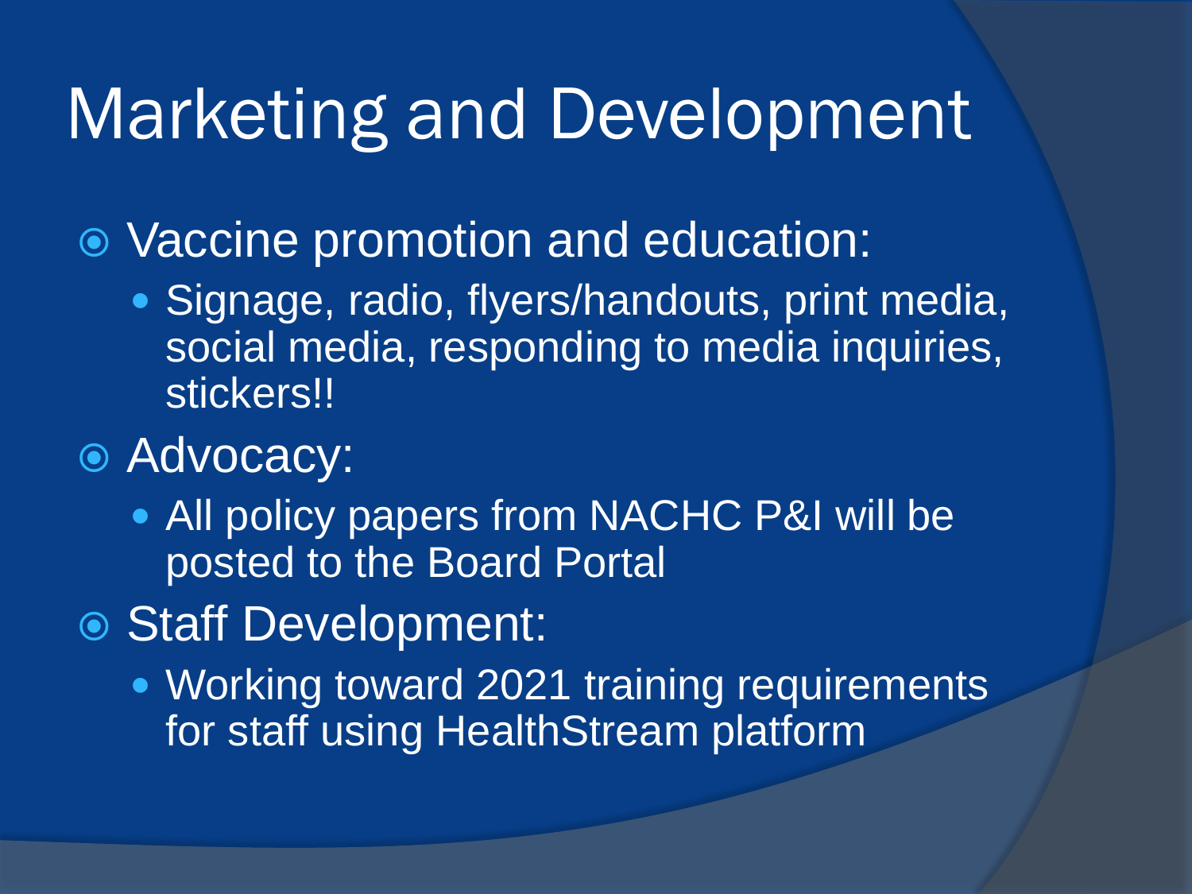# Marketing and Development

- Vaccine promotion and education:
  - Signage, radio, flyers/handouts, print media, social media, responding to media inquiries, stickers!!
- Advocacy:
  - All policy papers from NACHC P&I will be posted to the Board Portal
- Staff Development:
  - Working toward 2021 training requirements for staff using HealthStream platform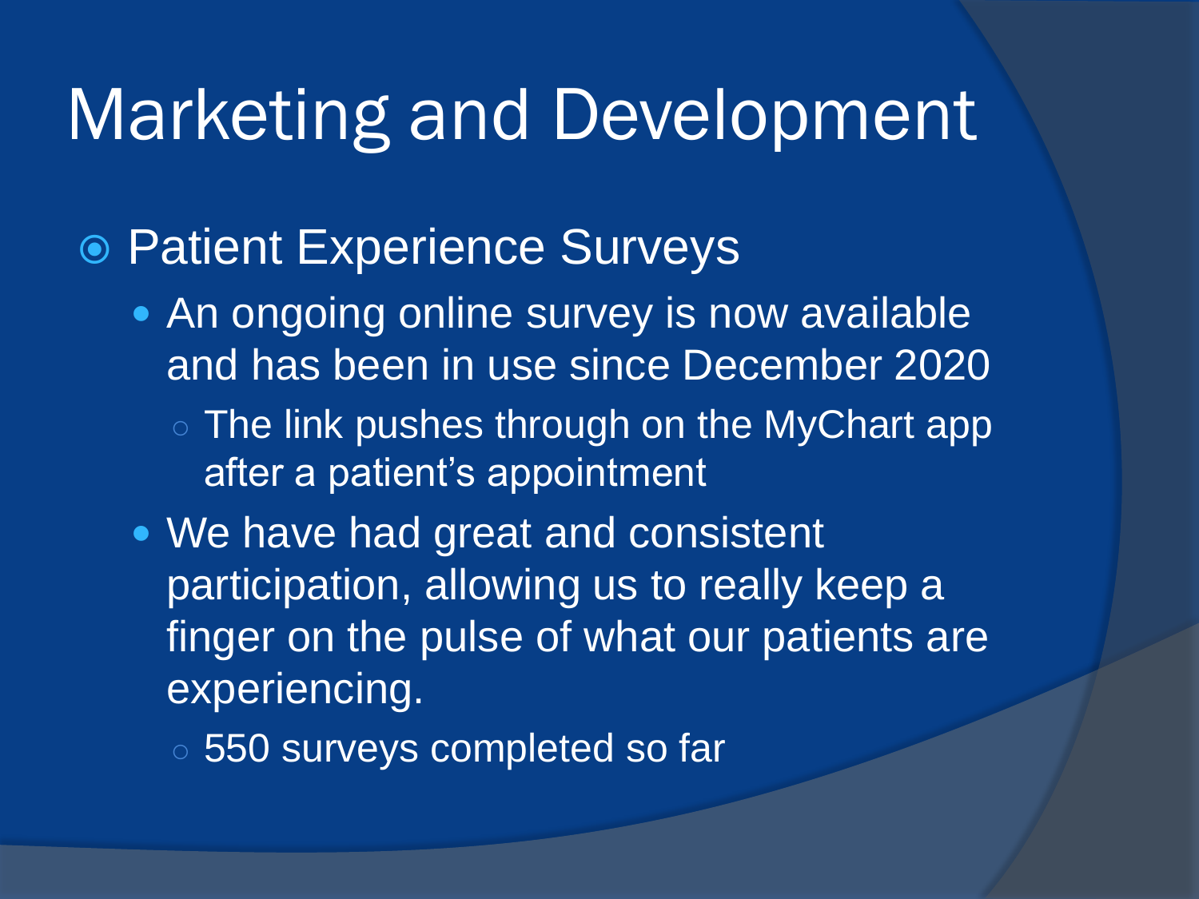# Marketing and Development

- Patient Experience Surveys
  - An ongoing online survey is now available and has been in use since December 2020
    - The link pushes through on the MyChart app after a patient's appointment
  - We have had great and consistent participation, allowing us to really keep a finger on the pulse of what our patients are experiencing.
    - 550 surveys completed so far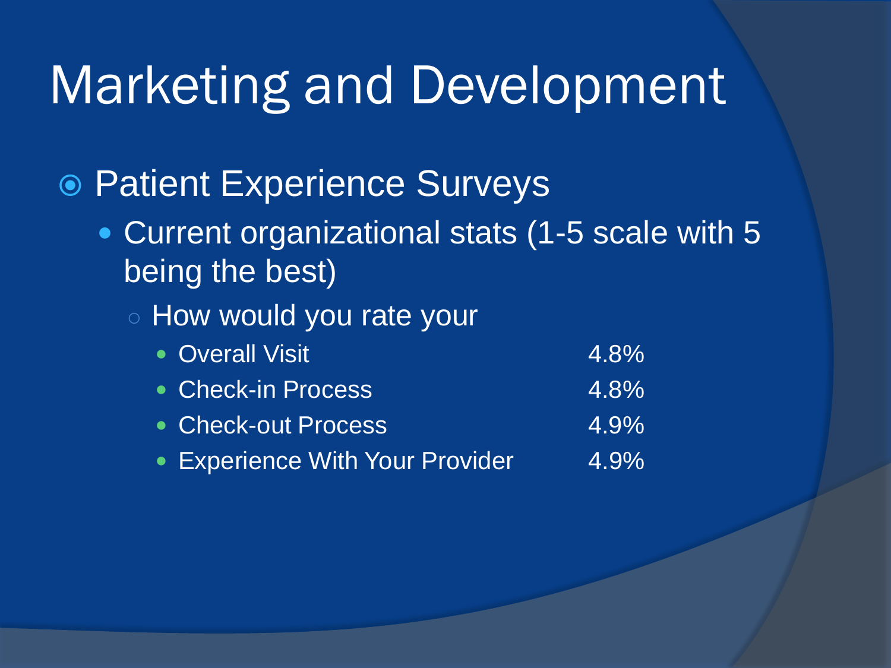# Marketing and Development

- Patient Experience Surveys
  - Current organizational stats (1-5 scale with 5 being the best)
    - How would you rate your
      - Overall Visit 4.8%
      - Check-in Process 4.8%
      - Check-out Process 4.9%
      - Experience With Your Provider 4.9%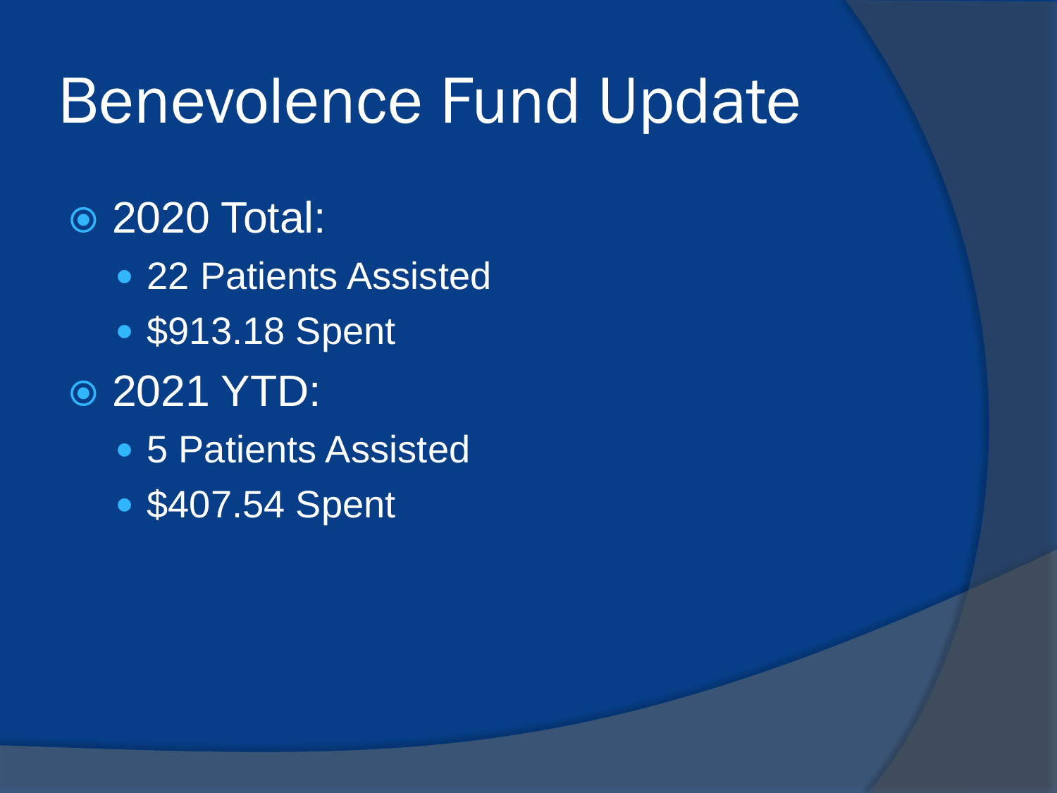# Benevolence Fund Update

- 2020 Total:
  - 22 Patients Assisted
  - $913.18 Spent
- 2021 YTD:
  - 5 Patients Assisted
  - $407.54 Spent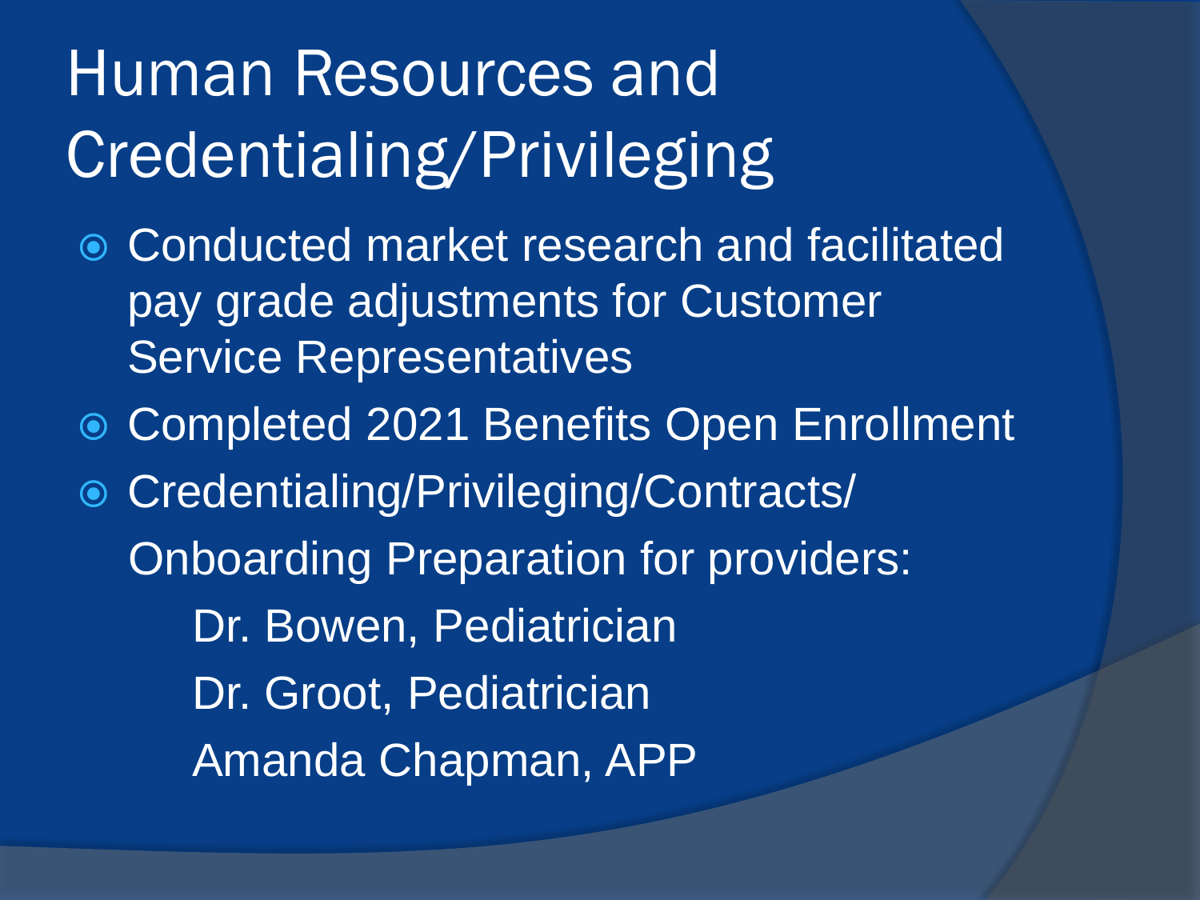# Human Resources and Credentialing/Privileging

- Conducted market research and facilitated pay grade adjustments for Customer Service Representatives
- Completed 2021 Benefits Open Enrollment
- Credentialing/Privileging/Contracts/ Onboarding Preparation for providers:
  - Dr. Bowen, Pediatrician
  - Dr. Groot, Pediatrician
  - Amanda Chapman, APP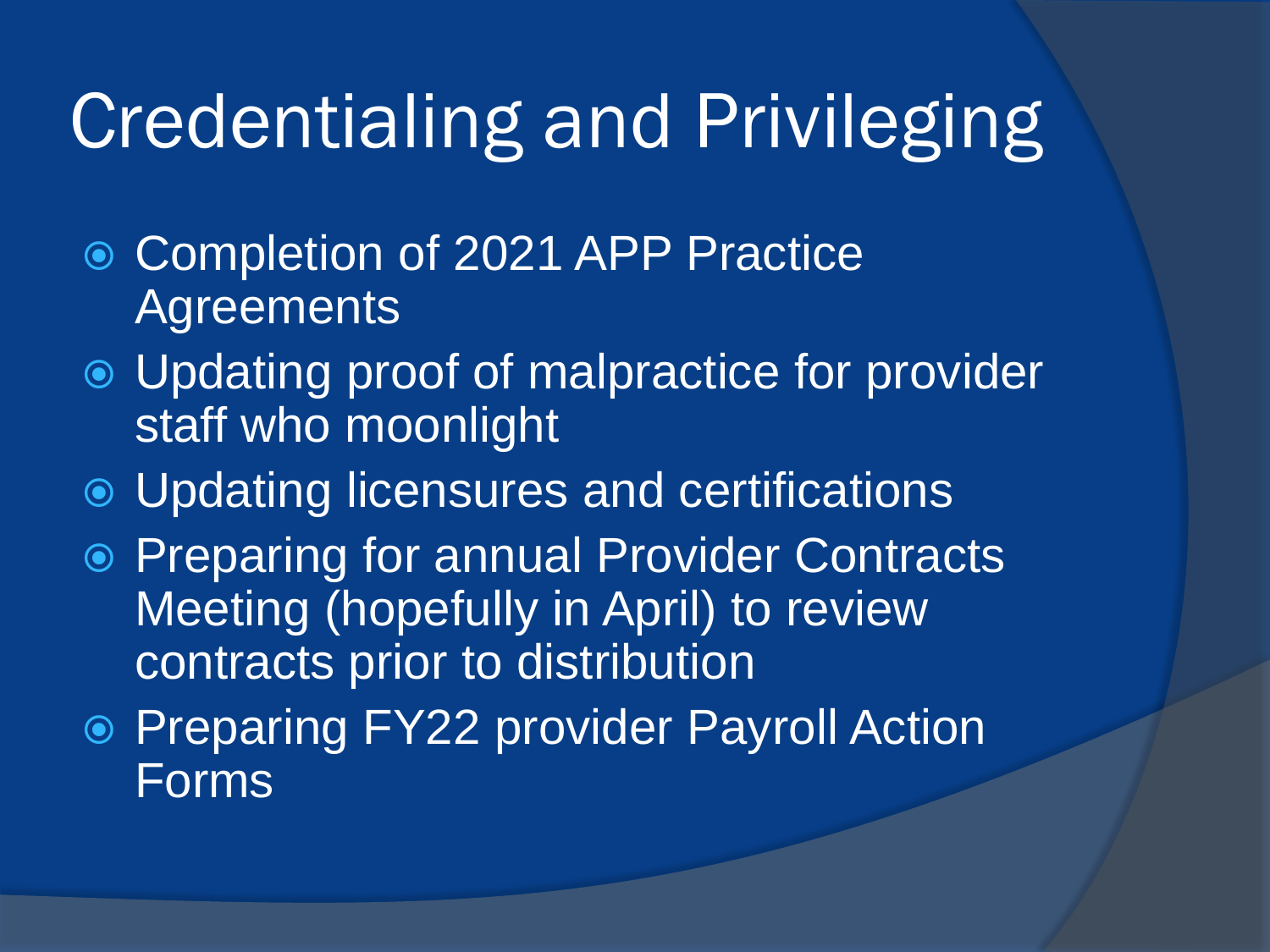# Credentialing and Privileging

- Completion of 2021 APP Practice Agreements
- Updating proof of malpractice for provider staff who moonlight
- Updating licensures and certifications
- Preparing for annual Provider Contracts Meeting (hopefully in April) to review contracts prior to distribution
- Preparing FY22 provider Payroll Action Forms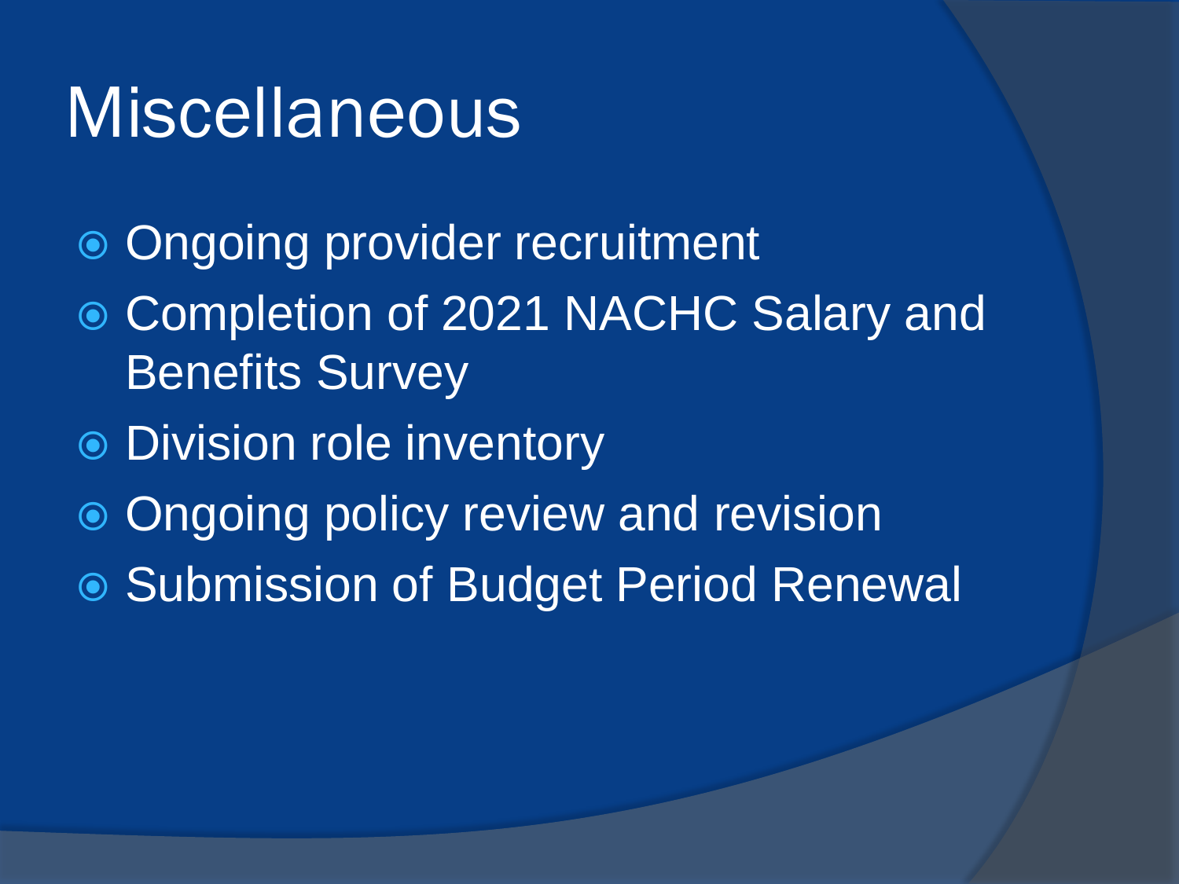# Miscellaneous

- Ongoing provider recruitment
- Completion of 2021 NACHC Salary and Benefits Survey
- Division role inventory
- Ongoing policy review and revision
- Submission of Budget Period Renewal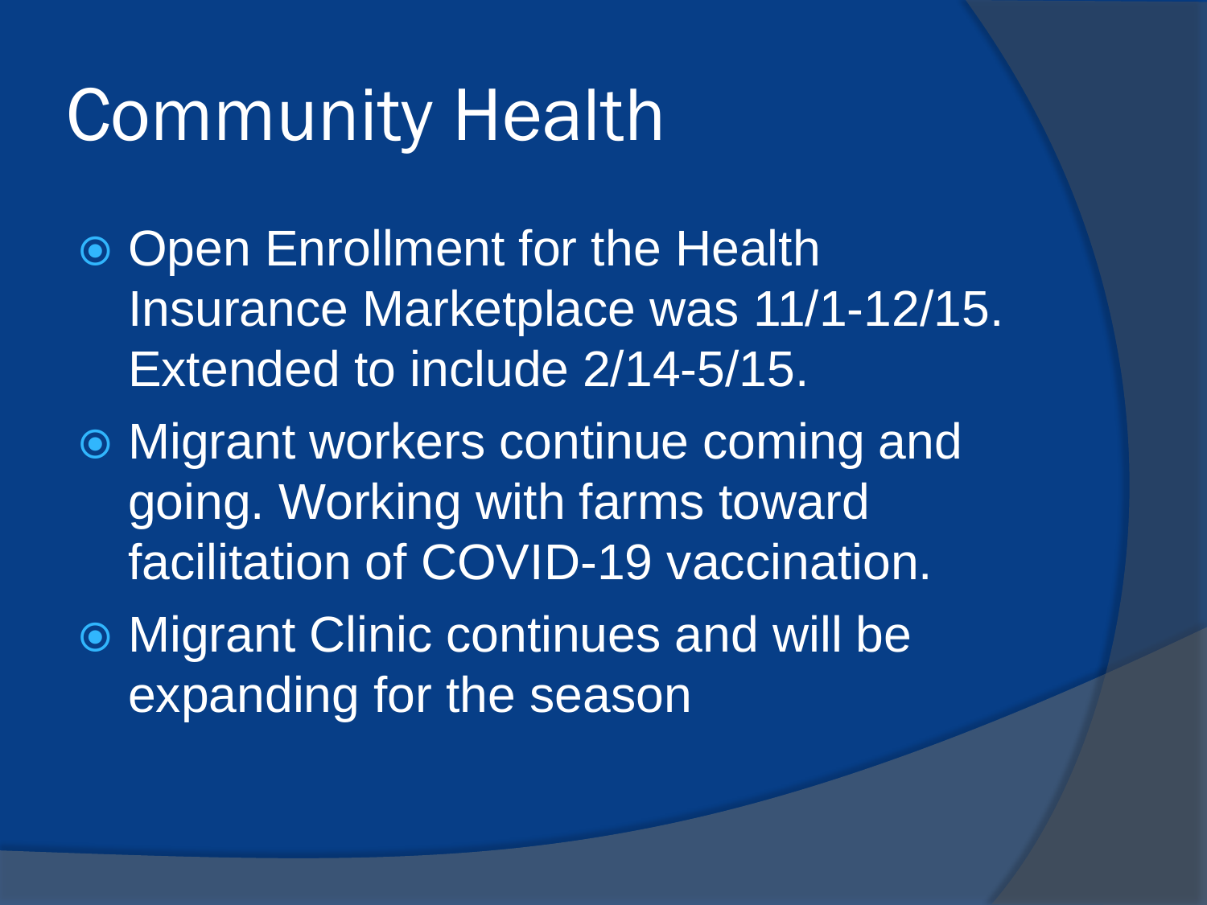# Community Health

- Open Enrollment for the Health Insurance Marketplace was 11/1-12/15. Extended to include 2/14-5/15.
- Migrant workers continue coming and going. Working with farms toward facilitation of COVID-19 vaccination.
- Migrant Clinic continues and will be expanding for the season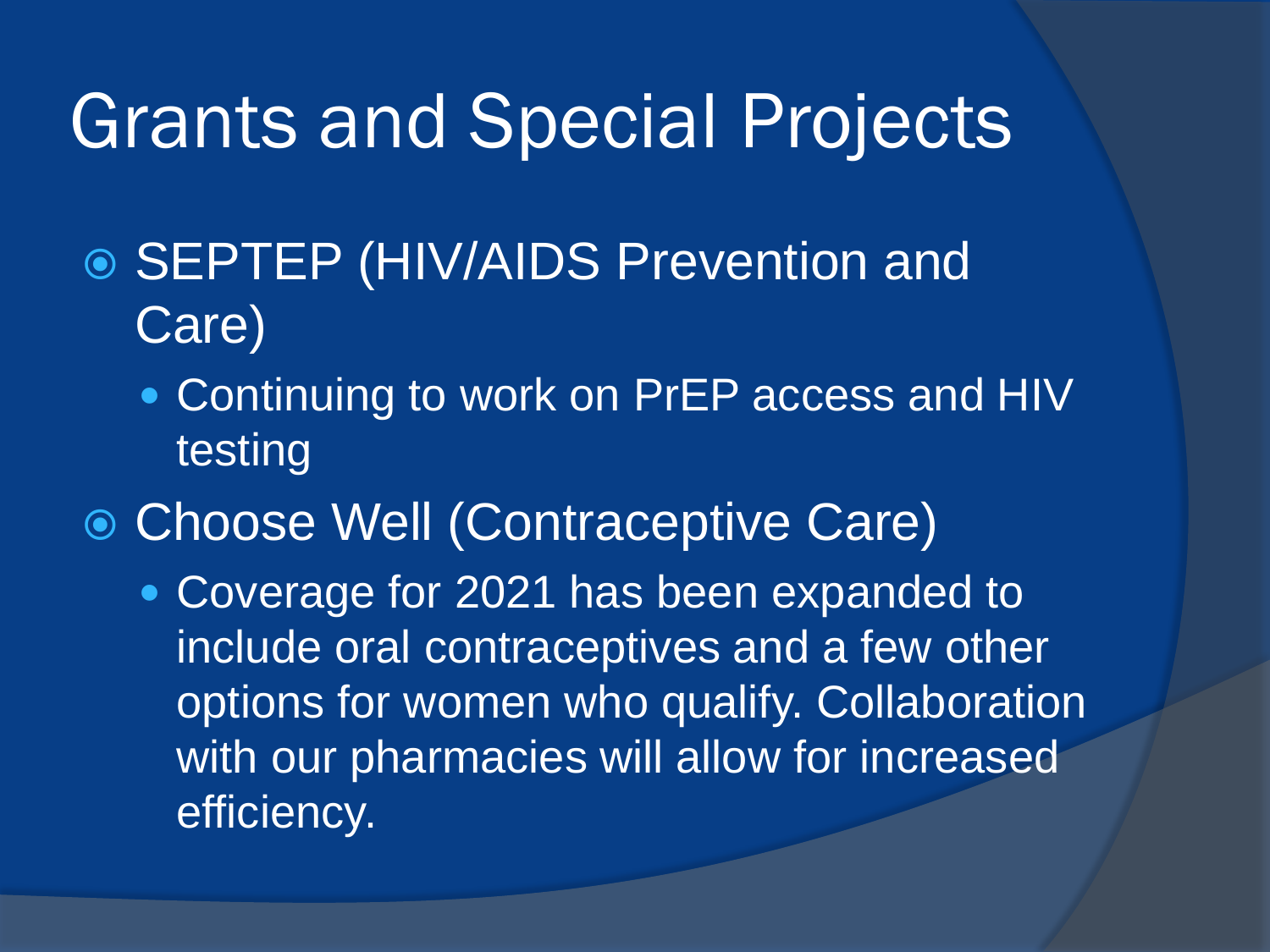# Grants and Special Projects

- SEPTEP (HIV/AIDS Prevention and Care)
  - Continuing to work on PrEP access and HIV testing
- Choose Well (Contraceptive Care)
  - Coverage for 2021 has been expanded to include oral contraceptives and a few other options for women who qualify. Collaboration with our pharmacies will allow for increased efficiency.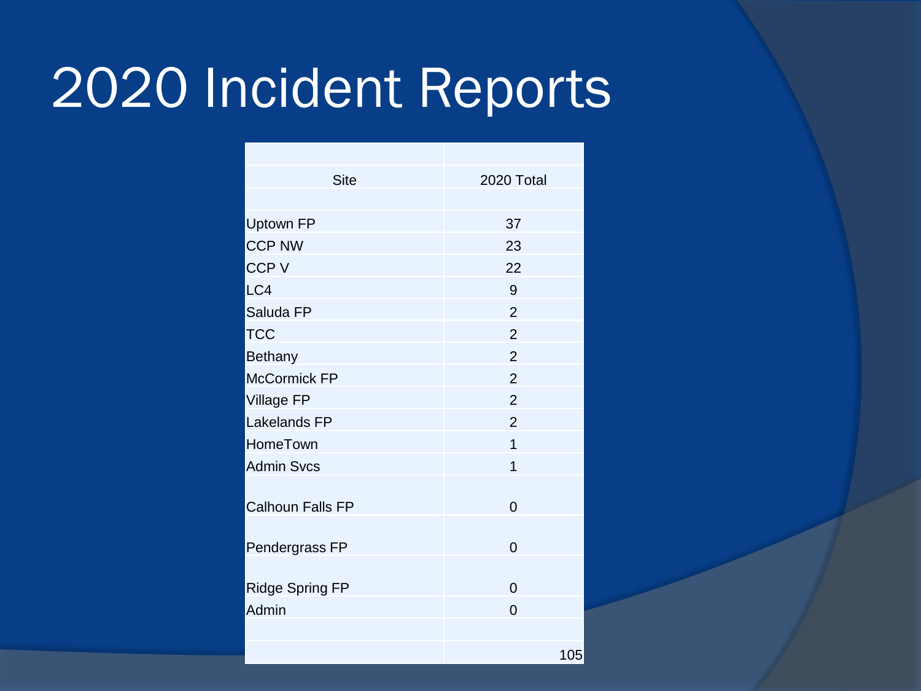# 2020 Incident Reports

| Site | 2020 Total |
|---|---|
| Uptown FP | 37 |
| CCP NW | 23 |
| CCP V | 22 |
| LC4 | 9 |
| Saluda FP | 2 |
| TCC | 2 |
| Bethany | 2 |
| McCormick FP | 2 |
| Village FP | 2 |
| Lakelands FP | 2 |
| HomeTown | 1 |
| Admin Svcs | 1 |
| Calhoun Falls FP | 0 |
| Pendergrass FP | 0 |
| Ridge Spring FP | 0 |
| Admin | 0 |
| | 105 |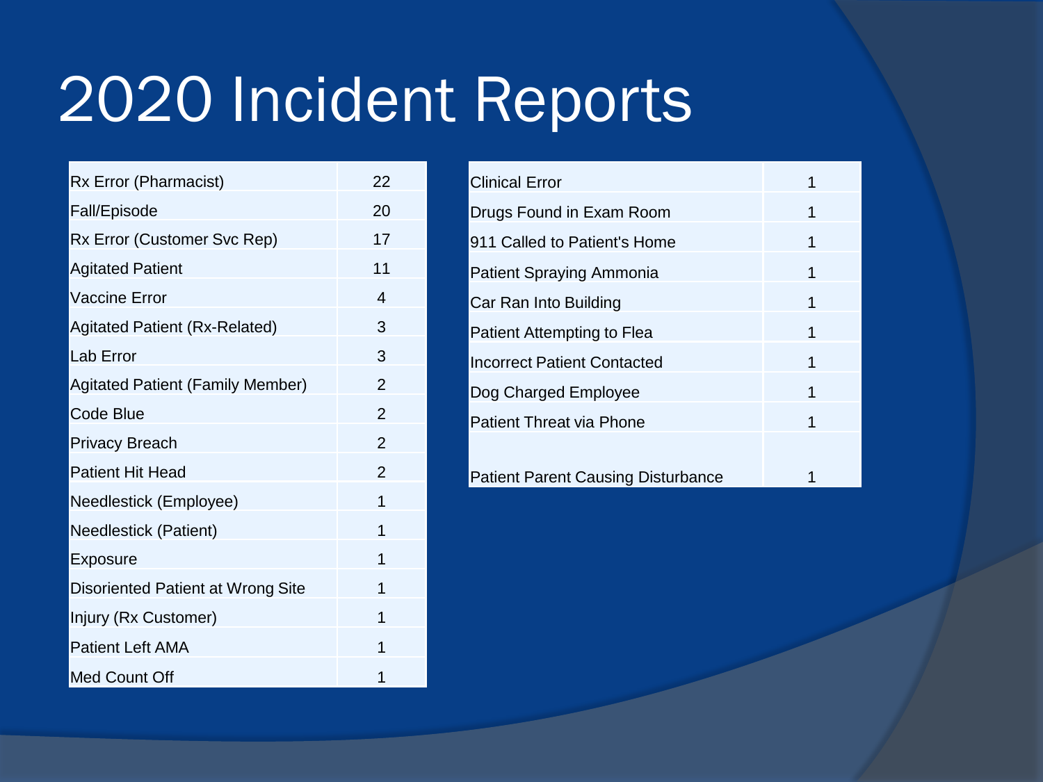# 2020 Incident Reports

| | |
|---|---|
| Rx Error (Pharmacist) | 22 |
| Fall/Episode | 20 |
| Rx Error (Customer Svc Rep) | 17 |
| Agitated Patient | 11 |
| Vaccine Error | 4 |
| Agitated Patient (Rx-Related) | 3 |
| Lab Error | 3 |
| Agitated Patient (Family Member) | 2 |
| Code Blue | 2 |
| Privacy Breach | 2 |
| Patient Hit Head | 2 |
| Needlestick (Employee) | 1 |
| Needlestick (Patient) | 1 |
| Exposure | 1 |
| Disoriented Patient at Wrong Site | 1 |
| Injury (Rx Customer) | 1 |
| Patient Left AMA | 1 |
| Med Count Off | 1 |

| | |
|---|---|
| Clinical Error | 1 |
| Drugs Found in Exam Room | 1 |
| 911 Called to Patient's Home | 1 |
| Patient Spraying Ammonia | 1 |
| Car Ran Into Building | 1 |
| Patient Attempting to Flea | 1 |
| Incorrect Patient Contacted | 1 |
| Dog Charged Employee | 1 |
| Patient Threat via Phone | 1 |
| Patient Parent Causing Disturbance | 1 |